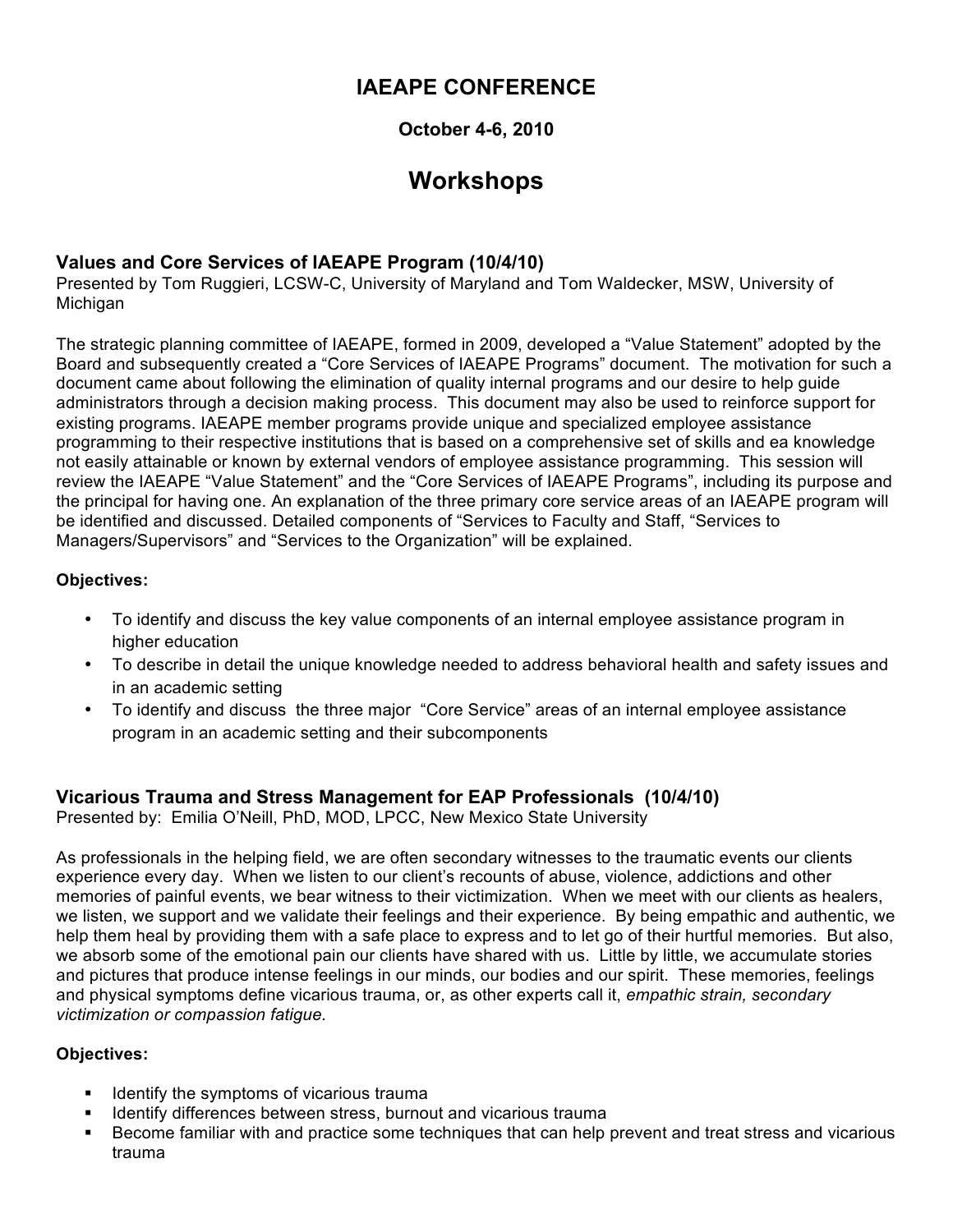# IAEAPE CONFERENCE

**October 4-6, 2010**

# Workshops

### Values and Core Services of IAEAPE Program (10/4/10)

Presented by Tom Ruggieri, LCSW-C, University of Maryland and Tom Waldecker, MSW, University of Michigan

The strategic planning committee of IAEAPE, formed in 2009, developed a "Value Statement" adopted by the Board and subsequently created a "Core Services of IAEAPE Programs" document. The motivation for such a document came about following the elimination of quality internal programs and our desire to help guide administrators through a decision making process. This document may also be used to reinforce support for existing programs. IAEAPE member programs provide unique and specialized employee assistance programming to their respective institutions that is based on a comprehensive set of skills and ea knowledge not easily attainable or known by external vendors of employee assistance programming. This session will review the IAEAPE "Value Statement" and the "Core Services of IAEAPE Programs", including its purpose and the principal for having one. An explanation of the three primary core service areas of an IAEAPE program will be identified and discussed. Detailed components of "Services to Faculty and Staff, "Services to Managers/Supervisors" and "Services to the Organization" will be explained.

**Objectives:**

- To identify and discuss the key value components of an internal employee assistance program in higher education
- To describe in detail the unique knowledge needed to address behavioral health and safety issues and in an academic setting
- To identify and discuss the three major "Core Service" areas of an internal employee assistance program in an academic setting and their subcomponents

### Vicarious Trauma and Stress Management for EAP Professionals (10/4/10)

Presented by: Emilia O'Neill, PhD, MOD, LPCC, New Mexico State University

As professionals in the helping field, we are often secondary witnesses to the traumatic events our clients experience every day. When we listen to our client's recounts of abuse, violence, addictions and other memories of painful events, we bear witness to their victimization. When we meet with our clients as healers, we listen, we support and we validate their feelings and their experience. By being empathic and authentic, we help them heal by providing them with a safe place to express and to let go of their hurtful memories. But also, we absorb some of the emotional pain our clients have shared with us. Little by little, we accumulate stories and pictures that produce intense feelings in our minds, our bodies and our spirit. These memories, feelings and physical symptoms define vicarious trauma, or, as other experts call it, *empathic strain, secondary victimization or compassion fatigue.*

**Objectives:**

- Identify the symptoms of vicarious trauma
- Identify differences between stress, burnout and vicarious trauma
- Become familiar with and practice some techniques that can help prevent and treat stress and vicarious trauma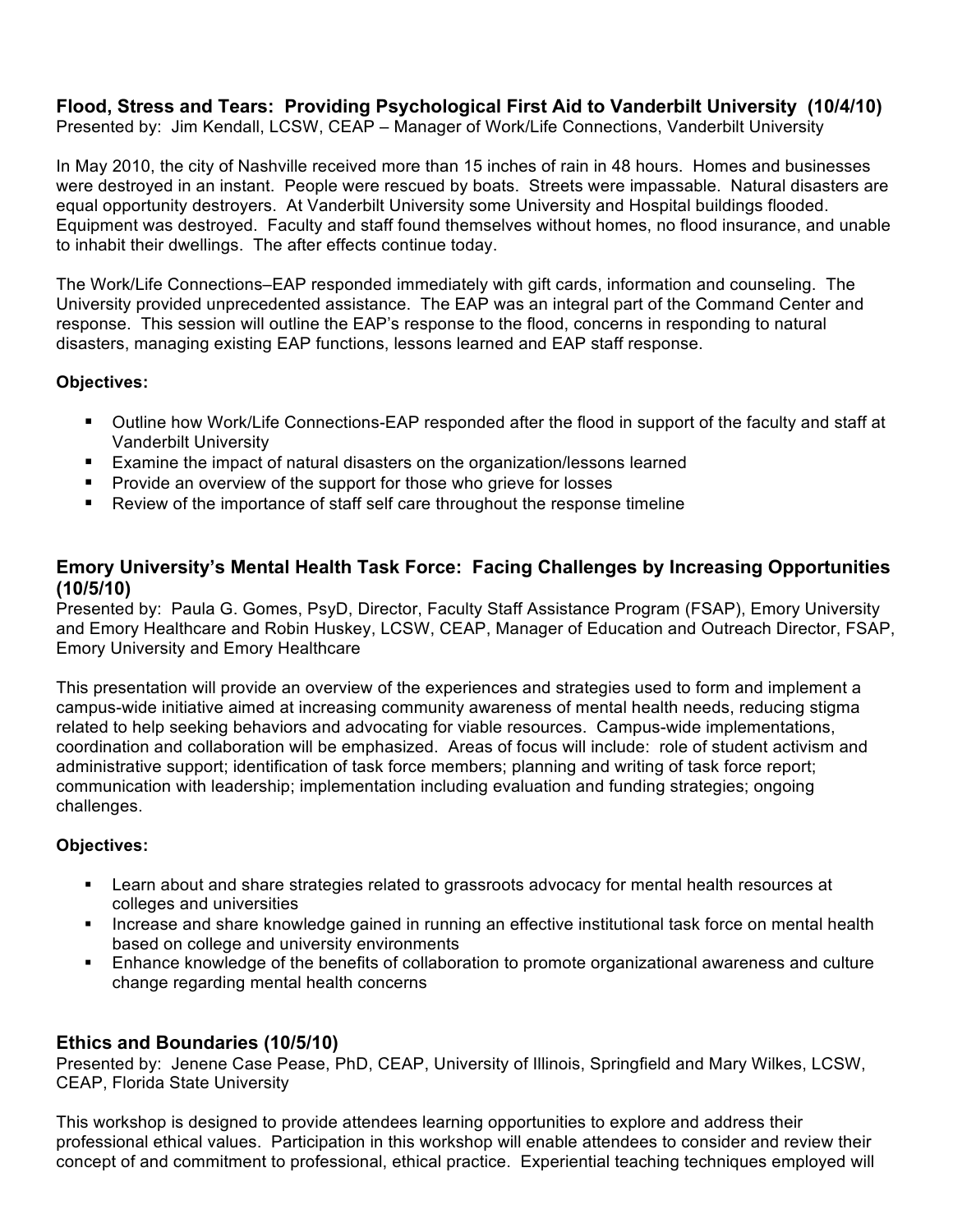### Flood, Stress and Tears: Providing Psychological First Aid to Vanderbilt University (10/4/10)

Presented by: Jim Kendall, LCSW, CEAP – Manager of Work/Life Connections, Vanderbilt University

In May 2010, the city of Nashville received more than 15 inches of rain in 48 hours. Homes and businesses were destroyed in an instant. People were rescued by boats. Streets were impassable. Natural disasters are equal opportunity destroyers. At Vanderbilt University some University and Hospital buildings flooded. Equipment was destroyed. Faculty and staff found themselves without homes, no flood insurance, and unable to inhabit their dwellings. The after effects continue today.

The Work/Life Connections–EAP responded immediately with gift cards, information and counseling. The University provided unprecedented assistance. The EAP was an integral part of the Command Center and response. This session will outline the EAP's response to the flood, concerns in responding to natural disasters, managing existing EAP functions, lessons learned and EAP staff response.

**Objectives:**

- Outline how Work/Life Connections-EAP responded after the flood in support of the faculty and staff at Vanderbilt University
- Examine the impact of natural disasters on the organization/lessons learned
- Provide an overview of the support for those who grieve for losses
- Review of the importance of staff self care throughout the response timeline

### Emory University's Mental Health Task Force: Facing Challenges by Increasing Opportunities (10/5/10)

Presented by: Paula G. Gomes, PsyD, Director, Faculty Staff Assistance Program (FSAP), Emory University and Emory Healthcare and Robin Huskey, LCSW, CEAP, Manager of Education and Outreach Director, FSAP, Emory University and Emory Healthcare

This presentation will provide an overview of the experiences and strategies used to form and implement a campus-wide initiative aimed at increasing community awareness of mental health needs, reducing stigma related to help seeking behaviors and advocating for viable resources. Campus-wide implementations, coordination and collaboration will be emphasized. Areas of focus will include: role of student activism and administrative support; identification of task force members; planning and writing of task force report; communication with leadership; implementation including evaluation and funding strategies; ongoing challenges.

**Objectives:**

- Learn about and share strategies related to grassroots advocacy for mental health resources at colleges and universities
- Increase and share knowledge gained in running an effective institutional task force on mental health based on college and university environments
- Enhance knowledge of the benefits of collaboration to promote organizational awareness and culture change regarding mental health concerns

### Ethics and Boundaries (10/5/10)

Presented by: Jenene Case Pease, PhD, CEAP, University of Illinois, Springfield and Mary Wilkes, LCSW, CEAP, Florida State University

This workshop is designed to provide attendees learning opportunities to explore and address their professional ethical values. Participation in this workshop will enable attendees to consider and review their concept of and commitment to professional, ethical practice. Experiential teaching techniques employed will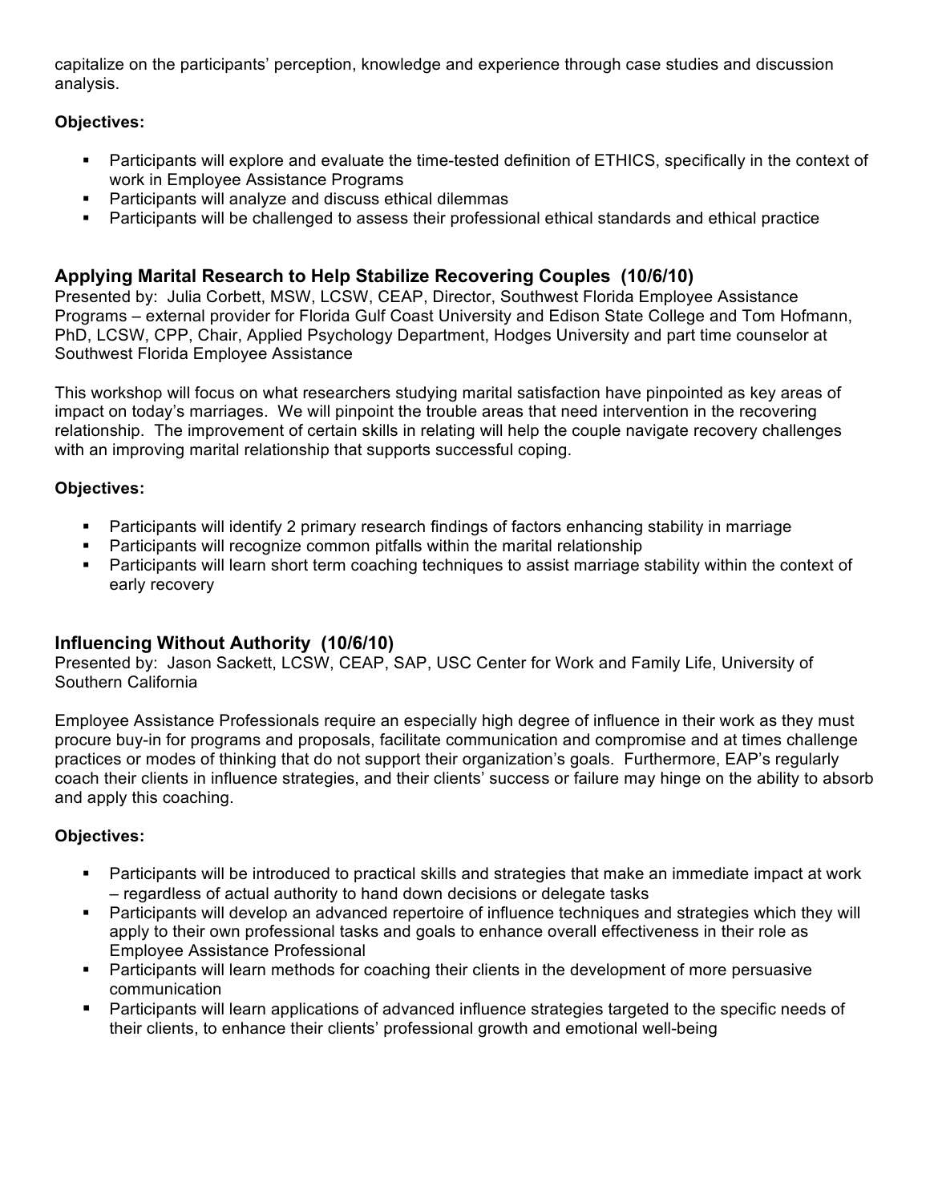capitalize on the participants' perception, knowledge and experience through case studies and discussion analysis.

**Objectives:**

- Participants will explore and evaluate the time-tested definition of ETHICS, specifically in the context of work in Employee Assistance Programs
- Participants will analyze and discuss ethical dilemmas
- Participants will be challenged to assess their professional ethical standards and ethical practice

## Applying Marital Research to Help Stabilize Recovering Couples (10/6/10)

Presented by: Julia Corbett, MSW, LCSW, CEAP, Director, Southwest Florida Employee Assistance Programs – external provider for Florida Gulf Coast University and Edison State College and Tom Hofmann, PhD, LCSW, CPP, Chair, Applied Psychology Department, Hodges University and part time counselor at Southwest Florida Employee Assistance

This workshop will focus on what researchers studying marital satisfaction have pinpointed as key areas of impact on today's marriages. We will pinpoint the trouble areas that need intervention in the recovering relationship. The improvement of certain skills in relating will help the couple navigate recovery challenges with an improving marital relationship that supports successful coping.

**Objectives:**

- Participants will identify 2 primary research findings of factors enhancing stability in marriage
- Participants will recognize common pitfalls within the marital relationship
- Participants will learn short term coaching techniques to assist marriage stability within the context of early recovery

## Influencing Without Authority (10/6/10)

Presented by: Jason Sackett, LCSW, CEAP, SAP, USC Center for Work and Family Life, University of Southern California

Employee Assistance Professionals require an especially high degree of influence in their work as they must procure buy-in for programs and proposals, facilitate communication and compromise and at times challenge practices or modes of thinking that do not support their organization's goals. Furthermore, EAP's regularly coach their clients in influence strategies, and their clients' success or failure may hinge on the ability to absorb and apply this coaching.

**Objectives:**

- Participants will be introduced to practical skills and strategies that make an immediate impact at work – regardless of actual authority to hand down decisions or delegate tasks
- Participants will develop an advanced repertoire of influence techniques and strategies which they will apply to their own professional tasks and goals to enhance overall effectiveness in their role as Employee Assistance Professional
- Participants will learn methods for coaching their clients in the development of more persuasive communication
- Participants will learn applications of advanced influence strategies targeted to the specific needs of their clients, to enhance their clients' professional growth and emotional well-being